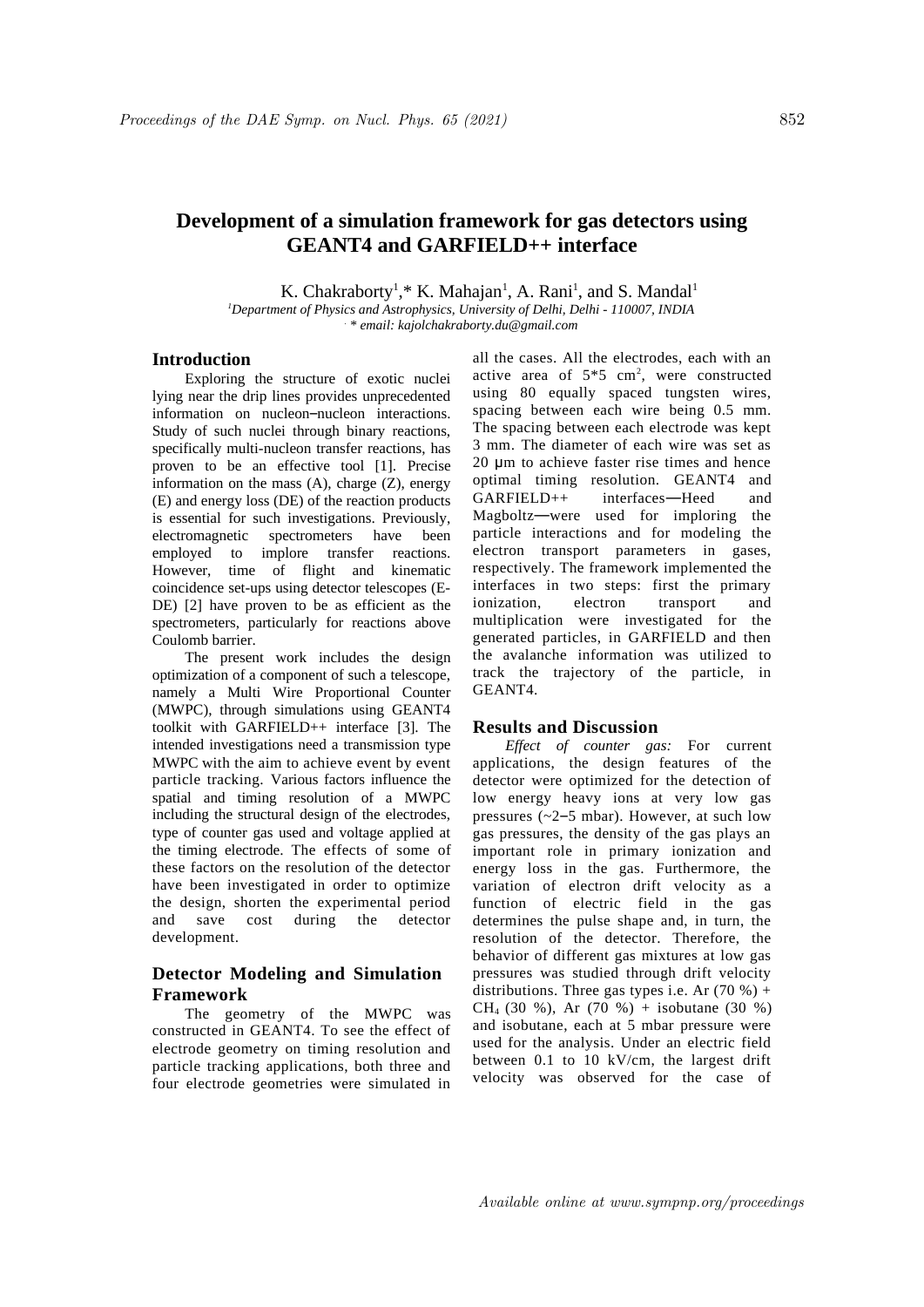# Development of a simulation framework for gas detectors using GEANT4 and GARFIELD++ interface

K. Chakraborty[1],* K. Mahajan[1], A. Rani[1], and S. Mandal[1]

[1]Department of Physics and Astrophysics, University of Delhi, Delhi - 110007, INDIA

* email: kajolchakraborty.du@gmail.com

## Introduction

Exploring the structure of exotic nuclei lying near the drip lines provides unprecedented information on nucleon–nucleon interactions. Study of such nuclei through binary reactions, specifically multi-nucleon transfer reactions, has proven to be an effective tool [1]. Precise information on the mass (A), charge (Z), energy (E) and energy loss (DE) of the reaction products is essential for such investigations. Previously, electromagnetic spectrometers have been employed to implore transfer reactions. However, time of flight and kinematic coincidence set-ups using detector telescopes (E-DE) [2] have proven to be as efficient as the spectrometers, particularly for reactions above Coulomb barrier.

The present work includes the design optimization of a component of such a telescope, namely a Multi Wire Proportional Counter (MWPC), through simulations using GEANT4 toolkit with GARFIELD++ interface [3]. The intended investigations need a transmission type MWPC with the aim to achieve event by event particle tracking. Various factors influence the spatial and timing resolution of a MWPC including the structural design of the electrodes, type of counter gas used and voltage applied at the timing electrode. The effects of some of these factors on the resolution of the detector have been investigated in order to optimize the design, shorten the experimental period and save cost during the detector development.

## Detector Modeling and Simulation Framework

The geometry of the MWPC was constructed in GEANT4. To see the effect of electrode geometry on timing resolution and particle tracking applications, both three and four electrode geometries were simulated in all the cases. All the electrodes, each with an active area of 5*5 $cm^2$, were constructed using 80 equally spaced tungsten wires, spacing between each wire being 0.5 mm. The spacing between each electrode was kept 3 mm. The diameter of each wire was set as 20 μm to achieve faster rise times and hence optimal timing resolution. GEANT4 and GARFIELD++ interfaces—Heed and Magboltz—were used for imploring the particle interactions and for modeling the electron transport parameters in gases, respectively. The framework implemented the interfaces in two steps: first the primary ionization, electron transport and multiplication were investigated for the generated particles, in GARFIELD and then the avalanche information was utilized to track the trajectory of the particle, in GEANT4.

## Results and Discussion

*Effect of counter gas:* For current applications, the design features of the detector were optimized for the detection of low energy heavy ions at very low gas pressures (~2–5 mbar). However, at such low gas pressures, the density of the gas plays an important role in primary ionization and energy loss in the gas. Furthermore, the variation of electron drift velocity as a function of electric field in the gas determines the pulse shape and, in turn, the resolution of the detector. Therefore, the behavior of different gas mixtures at low gas pressures was studied through drift velocity distributions. Three gas types i.e. Ar (70 %) + $CH_4$ (30 %), Ar (70 %) + isobutane (30 %) and isobutane, each at 5 mbar pressure were used for the analysis. Under an electric field between 0.1 to 10 kV/cm, the largest drift velocity was observed for the case of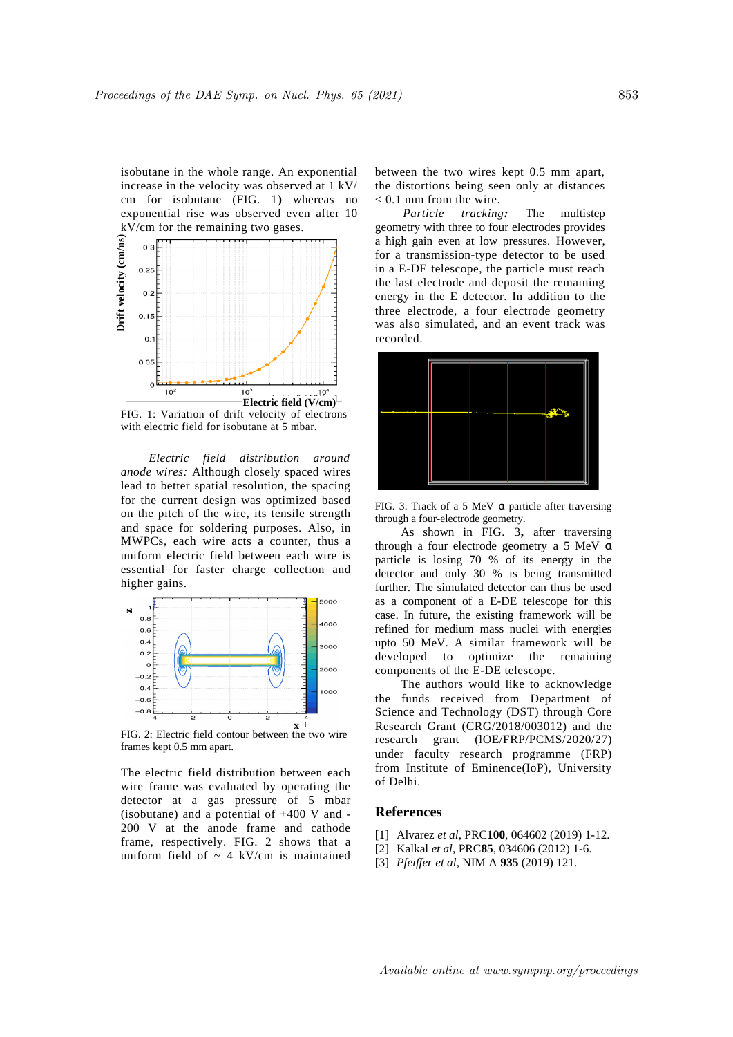isobutane in the whole range. An exponential increase in the velocity was observed at 1 kV/cm for isobutane (FIG. 1) whereas no exponential rise was observed even after 10 kV/cm for the remaining two gases.

Drift velocity (cm/ns)

0.3
0.25
0.2
0.15
0.1
0.05
0

$10^2$
$10^3$
$10^4$

Electric field (V/cm)

FIG. 1: Variation of drift velocity of electrons with electric field for isobutane at 5 mbar.

*Electric field distribution around anode wires:* Although closely spaced wires lead to better spatial resolution, the spacing for the current design was optimized based on the pitch of the wire, its tensile strength and space for soldering purposes. Also, in MWPCs, each wire acts a counter, thus a uniform electric field between each wire is essential for faster charge collection and higher gains.

z

1
0.8
0.6
0.4
0.2
0
−0.2
−0.4
−0.6
−0.8

−4
−2
0
2
4

x

5000
4000
3000
2000
1000

FIG. 2: Electric field contour between the two wire frames kept 0.5 mm apart.

The electric field distribution between each wire frame was evaluated by operating the detector at a gas pressure of 5 mbar (isobutane) and a potential of +400 V and -200 V at the anode frame and cathode frame, respectively. FIG. 2 shows that a uniform field of ~ 4 kV/cm is maintained between the two wires kept 0.5 mm apart, the distortions being seen only at distances < 0.1 mm from the wire.

*Particle tracking:* The multistep geometry with three to four electrodes provides a high gain even at low pressures. However, for a transmission-type detector to be used in a E-DE telescope, the particle must reach the last electrode and deposit the remaining energy in the E detector. In addition to the three electrode, a four electrode geometry was also simulated, and an event track was recorded.

FIG. 3: Track of a 5 MeV α particle after traversing through a four-electrode geometry.

As shown in FIG. 3, after traversing through a four electrode geometry a 5 MeV α particle is losing 70 % of its energy in the detector and only 30 % is being transmitted further. The simulated detector can thus be used as a component of a E-DE telescope for this case. In future, the existing framework will be refined for medium mass nuclei with energies upto 50 MeV. A similar framework will be developed to optimize the remaining components of the E-DE telescope.

The authors would like to acknowledge the funds received from Department of Science and Technology (DST) through Core Research Grant (CRG/2018/003012) and the research grant (IOE/FRP/PCMS/2020/27) under faculty research programme (FRP) from Institute of Eminence(IoP), University of Delhi.

## References

[1] Alvarez *et al*, PRC**100**, 064602 (2019) 1-12.
[2] Kalkal *et al*, PRC**85**, 034606 (2012) 1-6.
[3] *Pfeiffer et al*, NIM A **935** (2019) 121.